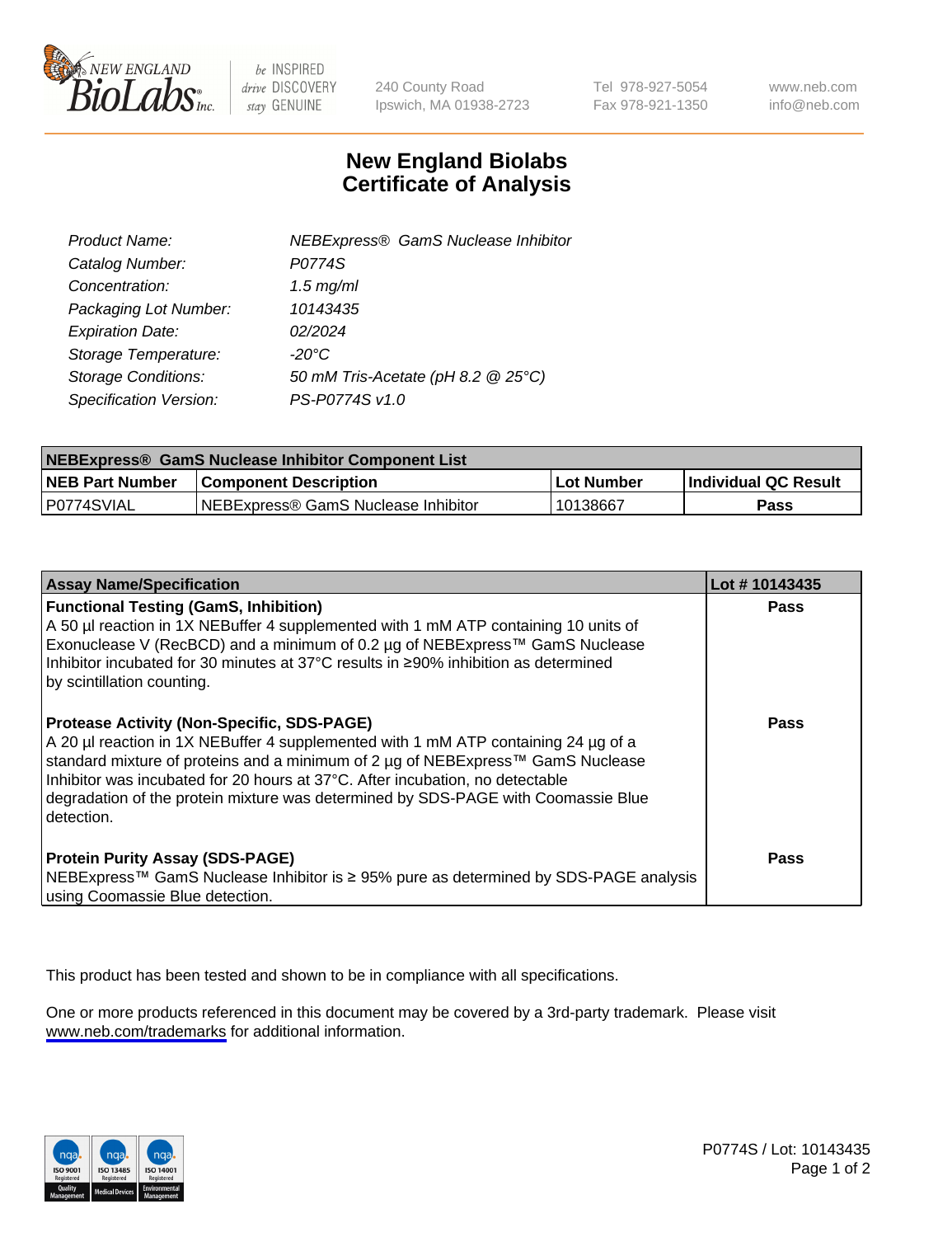# New England Biolabs Certificate of Analysis

| | |
|---|---|
| *Product Name:* | *NEBExpress® GamS Nuclease Inhibitor* |
| *Catalog Number:* | *P0774S* |
| *Concentration:* | *1.5 mg/ml* |
| *Packaging Lot Number:* | *10143435* |
| *Expiration Date:* | *02/2024* |
| *Storage Temperature:* | *-20°C* |
| *Storage Conditions:* | *50 mM Tris-Acetate (pH 8.2 @ 25°C)* |
| *Specification Version:* | *PS-P0774S v1.0* |

| **NEBExpress® GamS Nuclease Inhibitor Component List** | | | |
|---|---|---|---|
| **NEB Part Number** | **Component Description** | **Lot Number** | **Individual QC Result** |
| P0774SVIAL | NEBExpress® GamS Nuclease Inhibitor | 10138667 | **Pass** |

| Assay Name/Specification | Lot # 10143435 |
|---|---|
| **Functional Testing (GamS, Inhibition)**<br>A 50 µl reaction in 1X NEBuffer 4 supplemented with 1 mM ATP containing 10 units of Exonuclease V (RecBCD) and a minimum of 0.2 µg of NEBExpress™ GamS Nuclease Inhibitor incubated for 30 minutes at 37°C results in ≥90% inhibition as determined by scintillation counting. | **Pass** |
| **Protease Activity (Non-Specific, SDS-PAGE)**<br>A 20 µl reaction in 1X NEBuffer 4 supplemented with 1 mM ATP containing 24 µg of a standard mixture of proteins and a minimum of 2 µg of NEBExpress™ GamS Nuclease Inhibitor was incubated for 20 hours at 37°C. After incubation, no detectable degradation of the protein mixture was determined by SDS-PAGE with Coomassie Blue detection. | **Pass** |
| **Protein Purity Assay (SDS-PAGE)**<br>NEBExpress™ GamS Nuclease Inhibitor is ≥ 95% pure as determined by SDS-PAGE analysis using Coomassie Blue detection. | **Pass** |

This product has been tested and shown to be in compliance with all specifications.

One or more products referenced in this document may be covered by a 3rd-party trademark. Please visit www.neb.com/trademarks for additional information.

P0774S / Lot: 10143435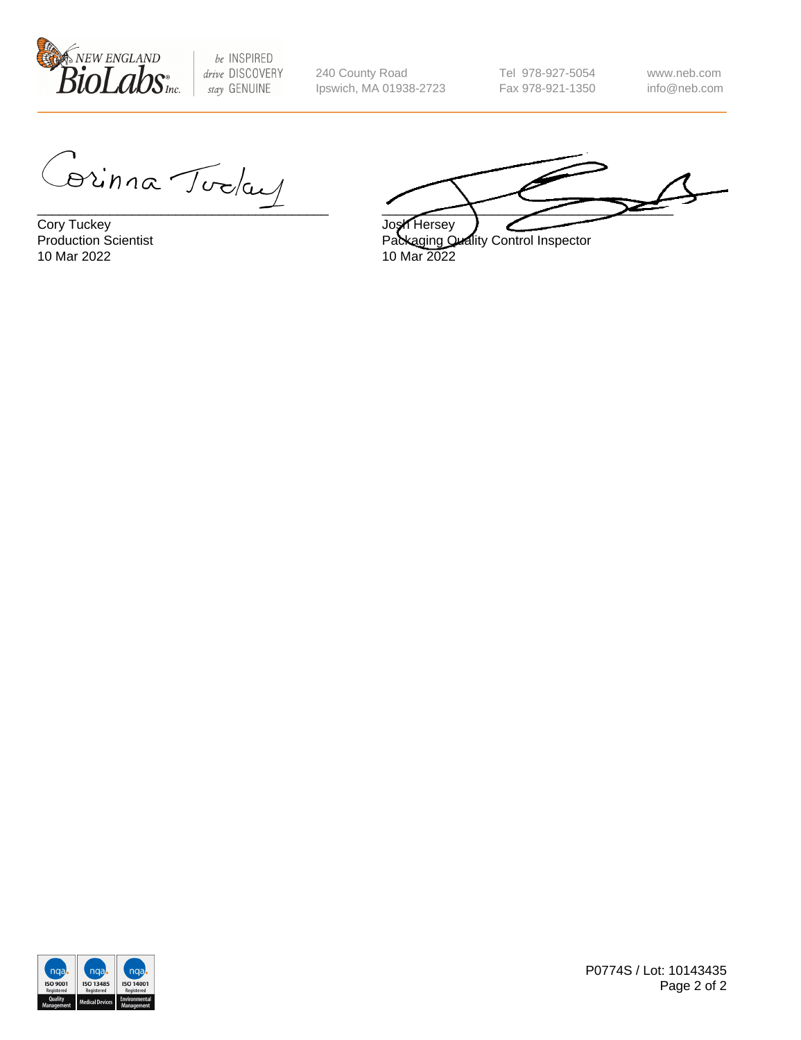Cory Tuckey
Production Scientist
10 Mar 2022

Josh Hersey
Packaging Quality Control Inspector
10 Mar 2022

P0774S / Lot: 10143435